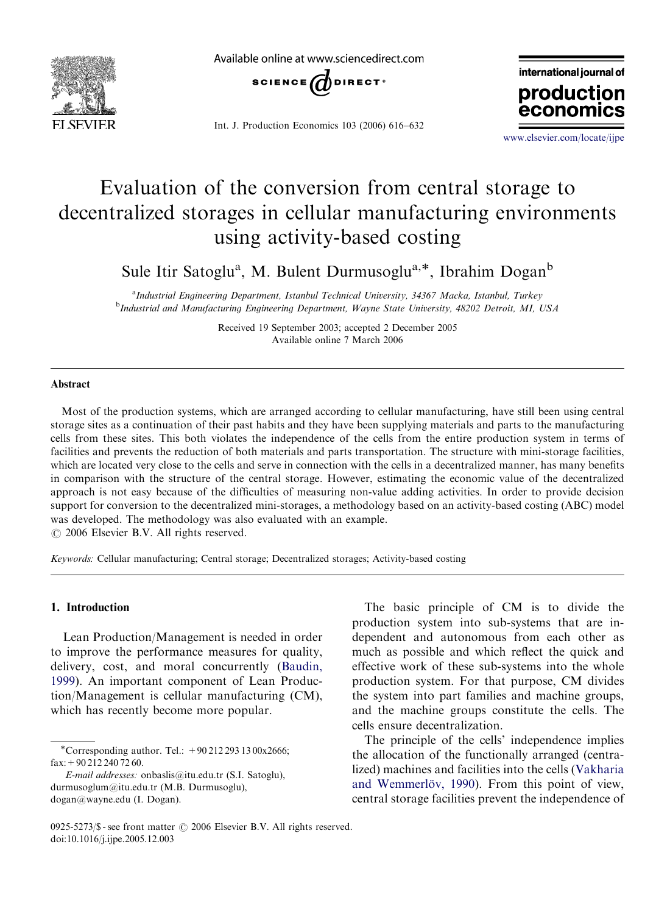# Evaluation of the conversion from central storage to decentralized storages in cellular manufacturing environments using activity-based costing

Sule Itir Satoglu[a], M. Bulent Durmusoglu[a,*], Ibrahim Dogan[b]

[a]Industrial Engineering Department, Istanbul Technical University, 34367 Macka, Istanbul, Turkey

[b]Industrial and Manufacturing Engineering Department, Wayne State University, 48202 Detroit, MI, USA

Received 19 September 2003; accepted 2 December 2005

Available online 7 March 2006

## Abstract

Most of the production systems, which are arranged according to cellular manufacturing, have still been using central storage sites as a continuation of their past habits and they have been supplying materials and parts to the manufacturing cells from these sites. This both violates the independence of the cells from the entire production system in terms of facilities and prevents the reduction of both materials and parts transportation. The structure with mini-storage facilities, which are located very close to the cells and serve in connection with the cells in a decentralized manner, has many benefits in comparison with the structure of the central storage. However, estimating the economic value of the decentralized approach is not easy because of the difficulties of measuring non-value adding activities. In order to provide decision support for conversion to the decentralized mini-storages, a methodology based on an activity-based costing (ABC) model was developed. The methodology was also evaluated with an example.

© 2006 Elsevier B.V. All rights reserved.

*Keywords:* Cellular manufacturing; Central storage; Decentralized storages; Activity-based costing

## 1. Introduction

Lean Production/Management is needed in order to improve the performance measures for quality, delivery, cost, and moral concurrently (Baudin, 1999). An important component of Lean Production/Management is cellular manufacturing (CM), which has recently become more popular.

The basic principle of CM is to divide the production system into sub-systems that are independent and autonomous from each other as much as possible and which reflect the quick and effective work of these sub-systems into the whole production system. For that purpose, CM divides the system into part families and machine groups, and the machine groups constitute the cells. The cells ensure decentralization.

The principle of the cells' independence implies the allocation of the functionally arranged (centralized) machines and facilities into the cells (Vakharia and Wemmerlöv, 1990). From this point of view, central storage facilities prevent the independence of

---

*Corresponding author. Tel.: +90 212 293 13 00x2666; fax: +90 212 240 72 60.

*E-mail addresses:* onbaslis@itu.edu.tr (S.I. Satoglu), durmusoglum@itu.edu.tr (M.B. Durmusoglu), dogan@wayne.edu (I. Dogan).

0925-5273/$ - see front matter © 2006 Elsevier B.V. All rights reserved.
doi:10.1016/j.ijpe.2005.12.003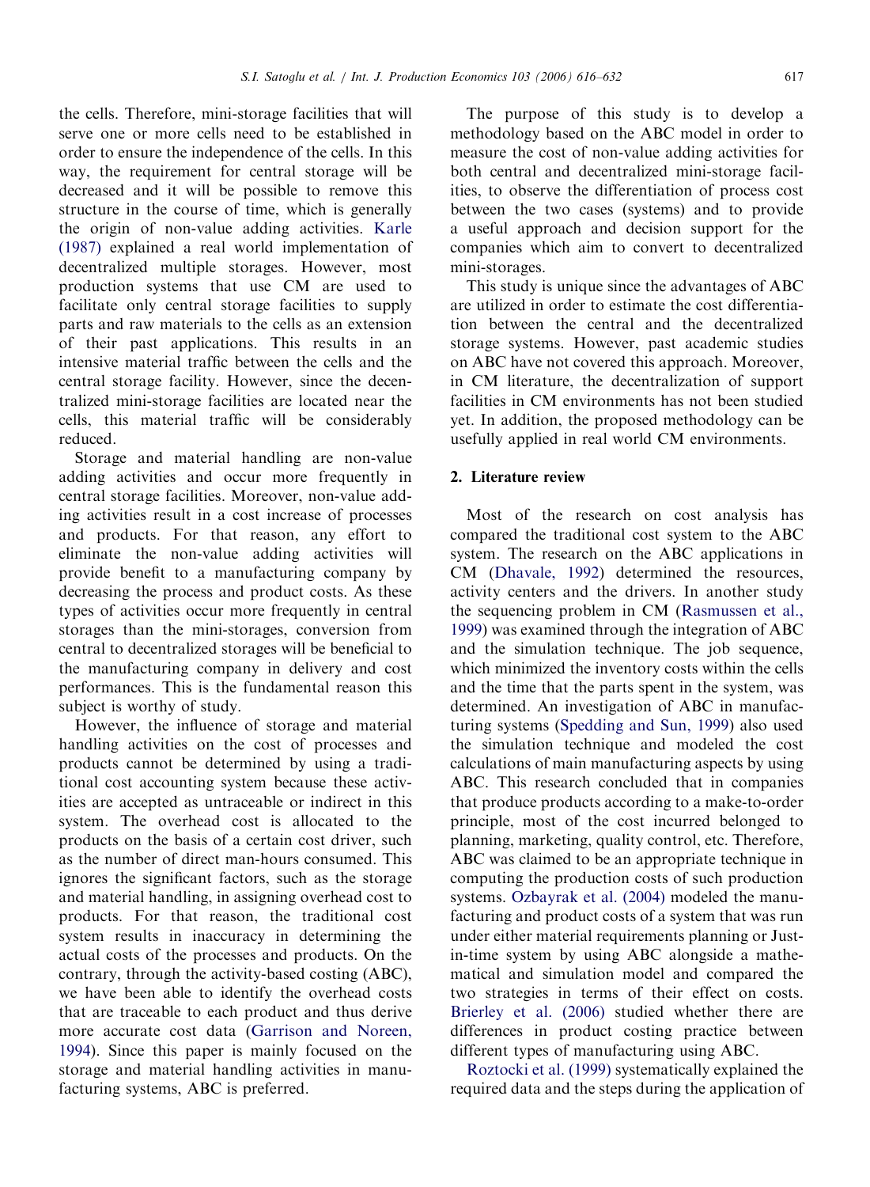the cells. Therefore, mini-storage facilities that will serve one or more cells need to be established in order to ensure the independence of the cells. In this way, the requirement for central storage will be decreased and it will be possible to remove this structure in the course of time, which is generally the origin of non-value adding activities. Karle (1987) explained a real world implementation of decentralized multiple storages. However, most production systems that use CM are used to facilitate only central storage facilities to supply parts and raw materials to the cells as an extension of their past applications. This results in an intensive material traffic between the cells and the central storage facility. However, since the decentralized mini-storage facilities are located near the cells, this material traffic will be considerably reduced.

Storage and material handling are non-value adding activities and occur more frequently in central storage facilities. Moreover, non-value adding activities result in a cost increase of processes and products. For that reason, any effort to eliminate the non-value adding activities will provide benefit to a manufacturing company by decreasing the process and product costs. As these types of activities occur more frequently in central storages than the mini-storages, conversion from central to decentralized storages will be beneficial to the manufacturing company in delivery and cost performances. This is the fundamental reason this subject is worthy of study.

However, the influence of storage and material handling activities on the cost of processes and products cannot be determined by using a traditional cost accounting system because these activities are accepted as untraceable or indirect in this system. The overhead cost is allocated to the products on the basis of a certain cost driver, such as the number of direct man-hours consumed. This ignores the significant factors, such as the storage and material handling, in assigning overhead cost to products. For that reason, the traditional cost system results in inaccuracy in determining the actual costs of the processes and products. On the contrary, through the activity-based costing (ABC), we have been able to identify the overhead costs that are traceable to each product and thus derive more accurate cost data (Garrison and Noreen, 1994). Since this paper is mainly focused on the storage and material handling activities in manufacturing systems, ABC is preferred.

The purpose of this study is to develop a methodology based on the ABC model in order to measure the cost of non-value adding activities for both central and decentralized mini-storage facilities, to observe the differentiation of process cost between the two cases (systems) and to provide a useful approach and decision support for the companies which aim to convert to decentralized mini-storages.

This study is unique since the advantages of ABC are utilized in order to estimate the cost differentiation between the central and the decentralized storage systems. However, past academic studies on ABC have not covered this approach. Moreover, in CM literature, the decentralization of support facilities in CM environments has not been studied yet. In addition, the proposed methodology can be usefully applied in real world CM environments.

## 2. Literature review

Most of the research on cost analysis has compared the traditional cost system to the ABC system. The research on the ABC applications in CM (Dhavale, 1992) determined the resources, activity centers and the drivers. In another study the sequencing problem in CM (Rasmussen et al., 1999) was examined through the integration of ABC and the simulation technique. The job sequence, which minimized the inventory costs within the cells and the time that the parts spent in the system, was determined. An investigation of ABC in manufacturing systems (Spedding and Sun, 1999) also used the simulation technique and modeled the cost calculations of main manufacturing aspects by using ABC. This research concluded that in companies that produce products according to a make-to-order principle, most of the cost incurred belonged to planning, marketing, quality control, etc. Therefore, ABC was claimed to be an appropriate technique in computing the production costs of such production systems. Ozbayrak et al. (2004) modeled the manufacturing and product costs of a system that was run under either material requirements planning or Just-in-time system by using ABC alongside a mathematical and simulation model and compared the two strategies in terms of their effect on costs. Brierley et al. (2006) studied whether there are differences in product costing practice between different types of manufacturing using ABC.

Roztocki et al. (1999) systematically explained the required data and the steps during the application of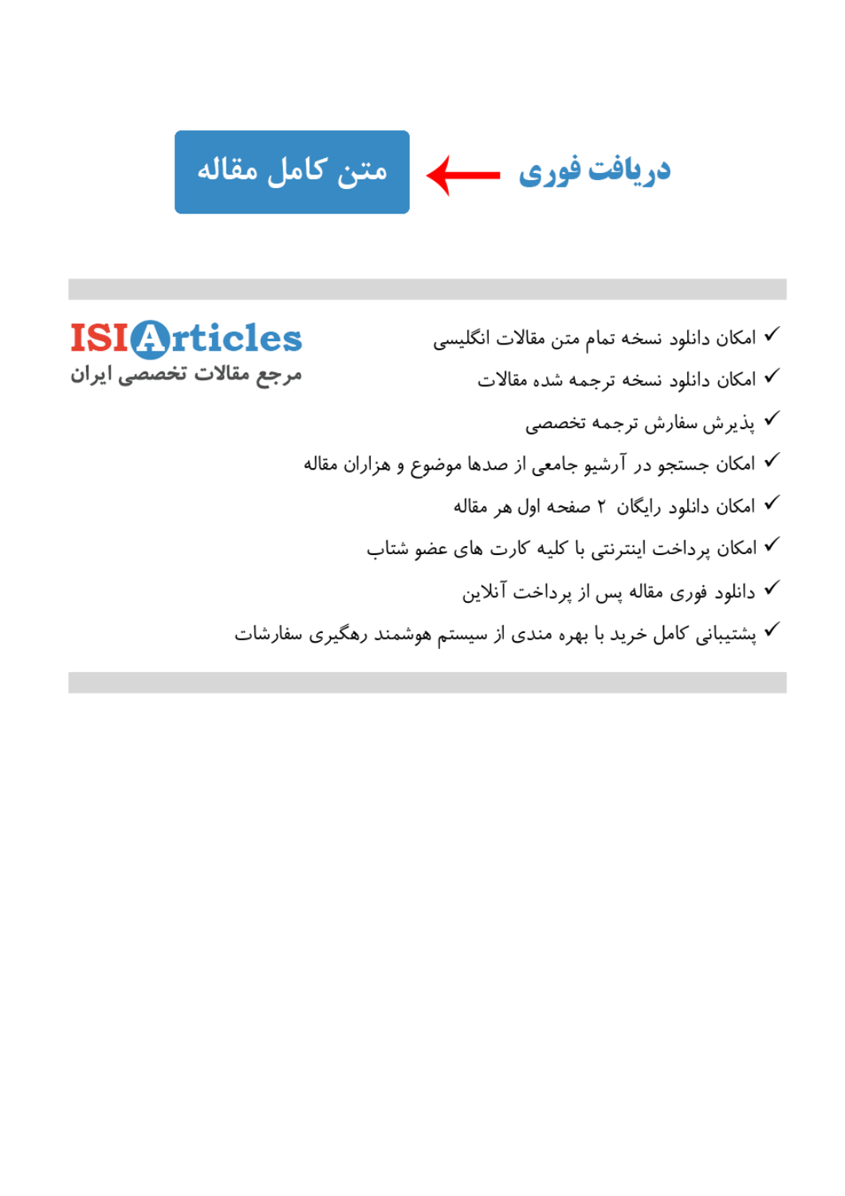دریافت فوری ← **متن کامل مقاله**

**ISIArticles**
مرجع مقالات تخصصی ایران

- ✓ امکان دانلود نسخه تمام متن مقالات انگلیسی
- ✓ امکان دانلود نسخه ترجمه شده مقالات
- ✓ پذیرش سفارش ترجمه تخصصی
- ✓ امکان جستجو در آرشیو جامعی از صدها موضوع و هزاران مقاله
- ✓ امکان دانلود رایگان ۲ صفحه اول هر مقاله
- ✓ امکان پرداخت اینترنتی با کلیه کارت های عضو شتاب
- ✓ دانلود فوری مقاله پس از پرداخت آنلاین
- ✓ پشتیبانی کامل خرید با بهره مندی از سیستم هوشمند رهگیری سفارشات